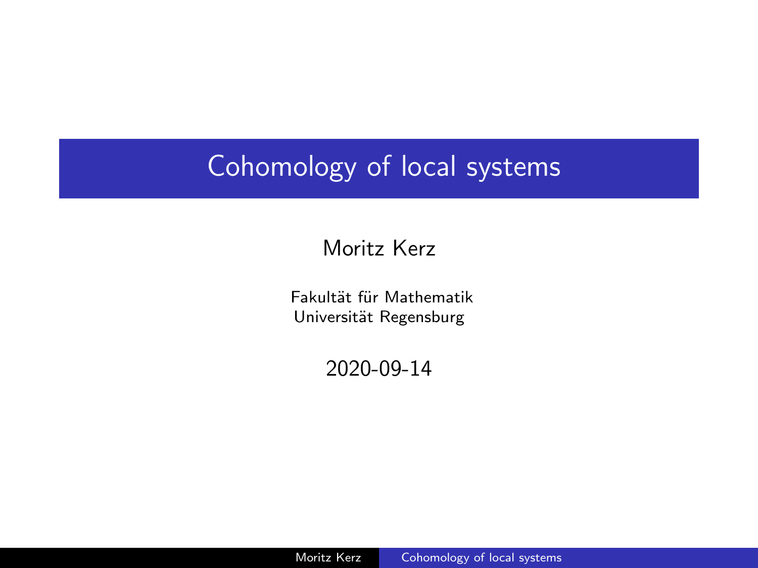# Cohomology of local systems

Moritz Kerz

Fakultät für Mathematik
Universität Regensburg

2020-09-14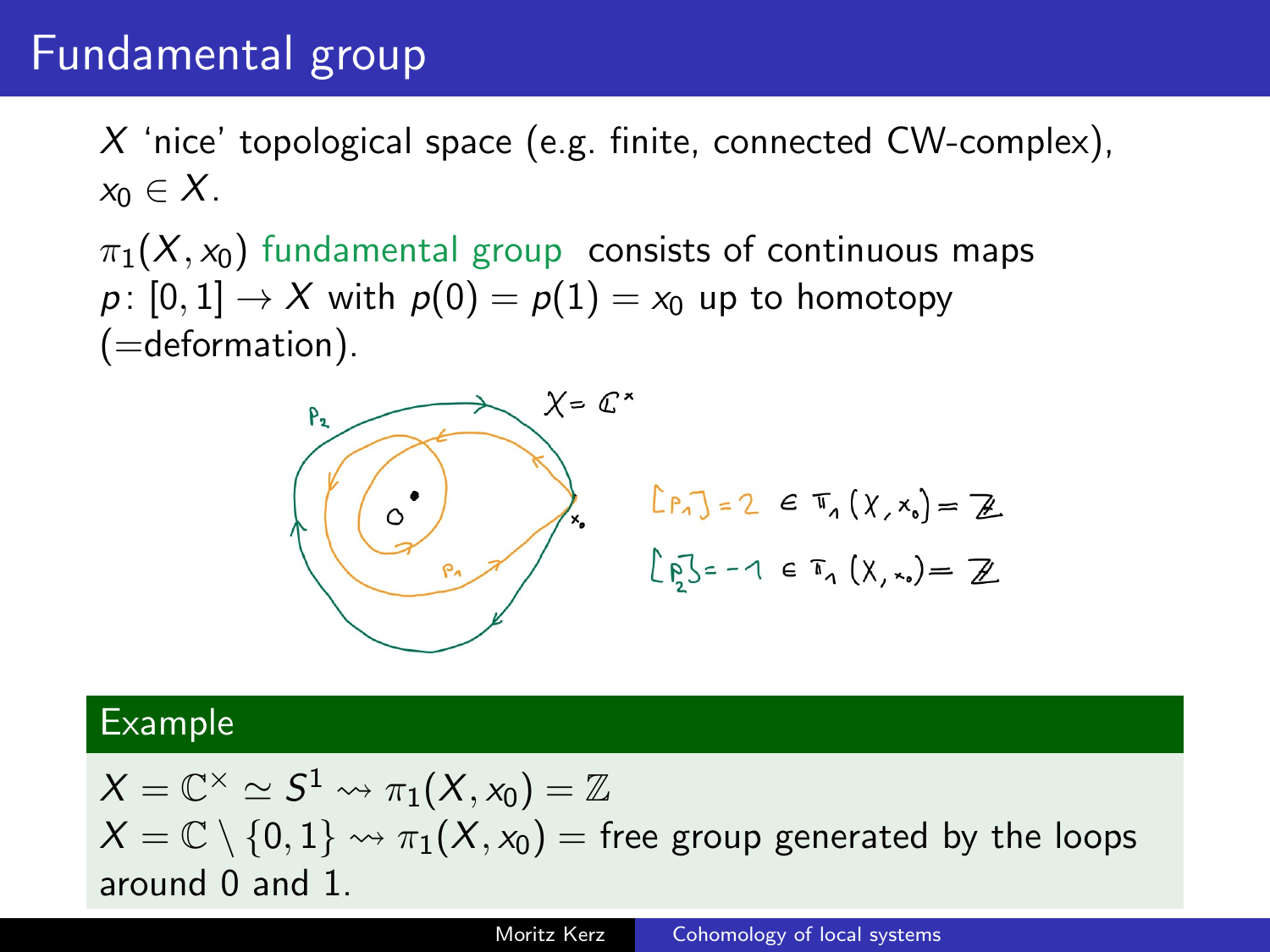# Fundamental group

$X$ 'nice' topological space (e.g. finite, connected CW-complex), $x_0 \in X$.

$\pi_1(X, x_0)$ fundamental group consists of continuous maps $p\colon [0,1] \to X$ with $p(0) = p(1) = x_0$ up to homotopy (=deformation).

$X = \mathbb{C}^\times$

$[p_1] = 2 \in \pi_1(X, x_0) = \mathbb{Z}$

$[p_2] = -1 \in \pi_1(X, x_0) = \mathbb{Z}$

## Example

$X = \mathbb{C}^\times \simeq S^1 \rightsquigarrow \pi_1(X, x_0) = \mathbb{Z}$

$X = \mathbb{C} \setminus \{0, 1\} \rightsquigarrow \pi_1(X, x_0) =$ free group generated by the loops around 0 and 1.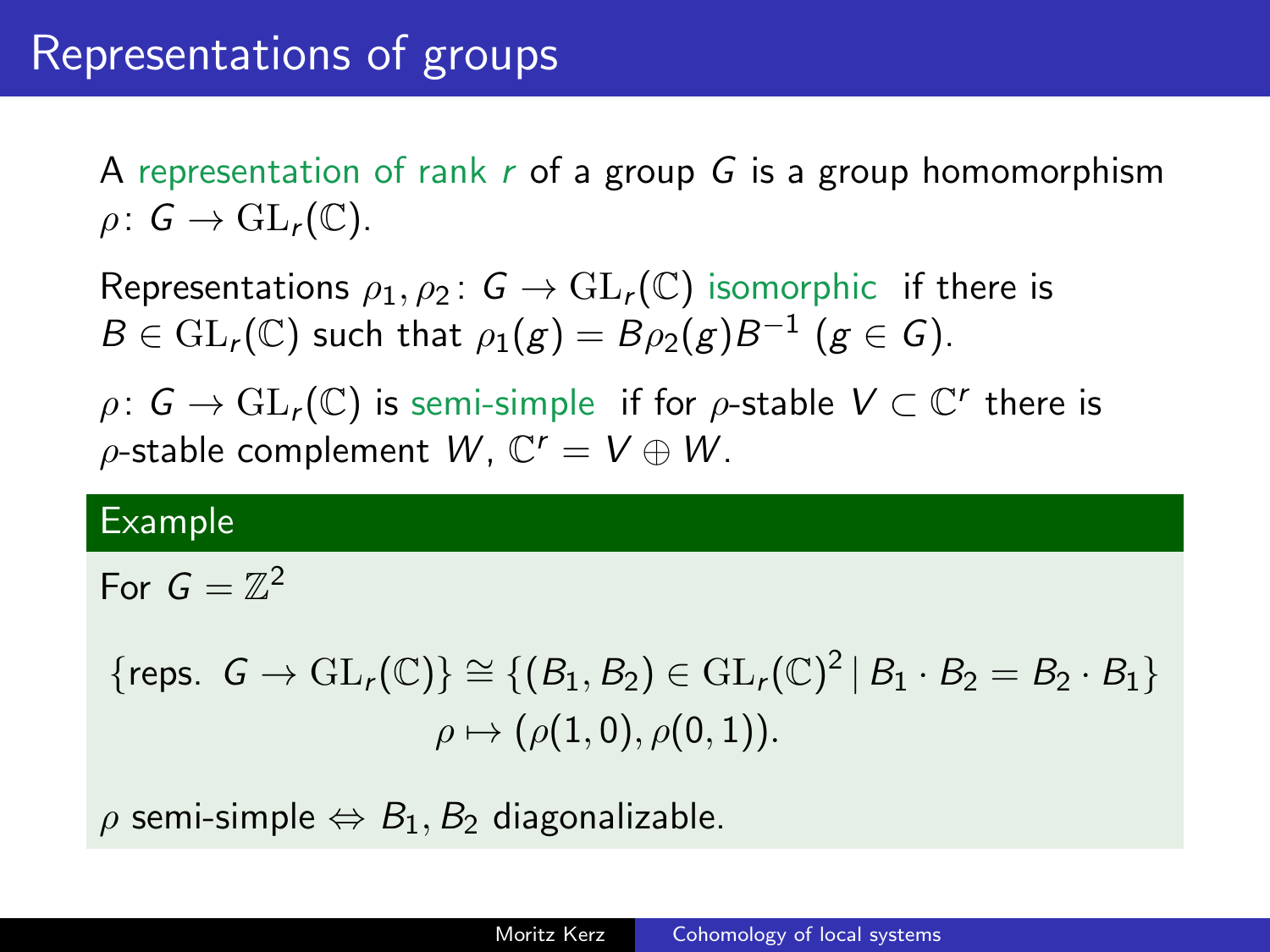# Representations of groups

A representation of rank $r$ of a group $G$ is a group homomorphism $\rho\colon G \to \mathrm{GL}_r(\mathbb{C})$.

Representations $\rho_1, \rho_2\colon G \to \mathrm{GL}_r(\mathbb{C})$ isomorphic if there is $B \in \mathrm{GL}_r(\mathbb{C})$ such that $\rho_1(g) = B\rho_2(g)B^{-1}$ $(g \in G)$.

$\rho\colon G \to \mathrm{GL}_r(\mathbb{C})$ is semi-simple if for $\rho$-stable $V \subset \mathbb{C}^r$ there is $\rho$-stable complement $W$, $\mathbb{C}^r = V \oplus W$.

**Example**

For $G = \mathbb{Z}^2$

$$\{\text{reps. } G \to \mathrm{GL}_r(\mathbb{C})\} \cong \{(B_1, B_2) \in \mathrm{GL}_r(\mathbb{C})^2 \mid B_1 \cdot B_2 = B_2 \cdot B_1\}$$
$$\rho \mapsto (\rho(1,0), \rho(0,1)).$$

$\rho$ semi-simple $\Leftrightarrow$ $B_1, B_2$ diagonalizable.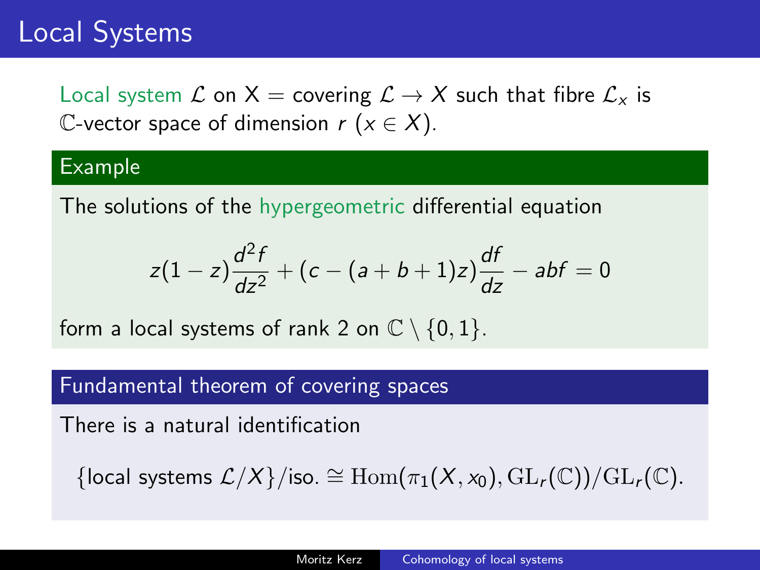# Local Systems

Local system $\mathcal{L}$ on X = covering $\mathcal{L} \to X$ such that fibre $\mathcal{L}_x$ is $\mathbb{C}$-vector space of dimension $r$ ($x \in X$).

### Example

The solutions of the hypergeometric differential equation

$$z(1-z)\frac{d^2 f}{dz^2} + (c - (a+b+1)z)\frac{df}{dz} - abf = 0$$

form a local systems of rank 2 on $\mathbb{C} \setminus \{0, 1\}$.

### Fundamental theorem of covering spaces

There is a natural identification

$$\{\text{local systems } \mathcal{L}/X\}/\text{iso.} \cong \mathrm{Hom}(\pi_1(X, x_0), \mathrm{GL}_r(\mathbb{C}))/\mathrm{GL}_r(\mathbb{C}).$$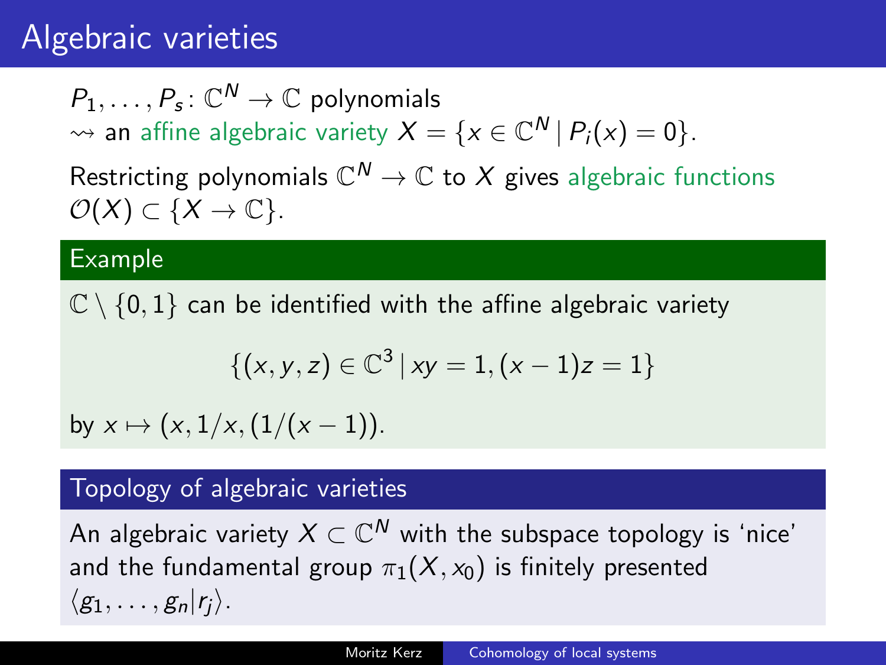# Algebraic varieties

$P_1, \ldots, P_s \colon \mathbb{C}^N \to \mathbb{C}$ polynomials
$\rightsquigarrow$ an affine algebraic variety $X = \{x \in \mathbb{C}^N \mid P_i(x) = 0\}$.

Restricting polynomials $\mathbb{C}^N \to \mathbb{C}$ to $X$ gives algebraic functions $\mathcal{O}(X) \subset \{X \to \mathbb{C}\}$.

### Example

$\mathbb{C} \setminus \{0, 1\}$ can be identified with the affine algebraic variety

$$\{(x, y, z) \in \mathbb{C}^3 \mid xy = 1, (x-1)z = 1\}$$

by $x \mapsto (x, 1/x, (1/(x-1))$.

### Topology of algebraic varieties

An algebraic variety $X \subset \mathbb{C}^N$ with the subspace topology is 'nice' and the fundamental group $\pi_1(X, x_0)$ is finitely presented $\langle g_1, \ldots, g_n | r_j \rangle$.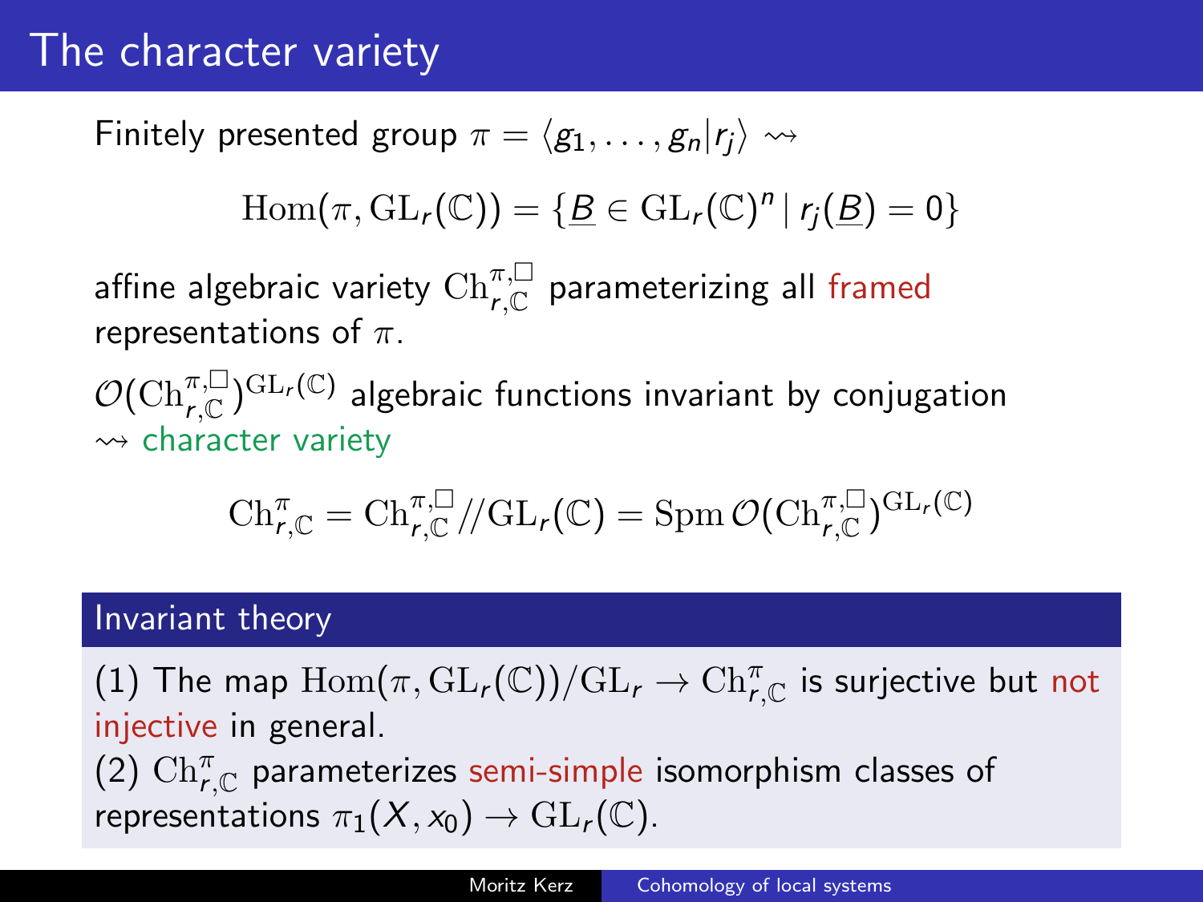# The character variety

Finitely presented group $\pi = \langle g_1, \dots, g_n | r_j \rangle \rightsquigarrow$

$$\mathrm{Hom}(\pi, \mathrm{GL}_r(\mathbb{C})) = \{\underline{B} \in \mathrm{GL}_r(\mathbb{C})^n \mid r_j(\underline{B}) = 0\}$$

affine algebraic variety $\mathrm{Ch}^{\pi,\square}_{r,\mathbb{C}}$ parameterizing all framed representations of $\pi$.

$\mathcal{O}(\mathrm{Ch}^{\pi,\square}_{r,\mathbb{C}})^{\mathrm{GL}_r(\mathbb{C})}$ algebraic functions invariant by conjugation $\rightsquigarrow$ character variety

$$\mathrm{Ch}^{\pi}_{r,\mathbb{C}} = \mathrm{Ch}^{\pi,\square}_{r,\mathbb{C}} // \mathrm{GL}_r(\mathbb{C}) = \mathrm{Spm}\, \mathcal{O}(\mathrm{Ch}^{\pi,\square}_{r,\mathbb{C}})^{\mathrm{GL}_r(\mathbb{C})}$$

## Invariant theory

(1) The map $\mathrm{Hom}(\pi, \mathrm{GL}_r(\mathbb{C}))/\mathrm{GL}_r \to \mathrm{Ch}^{\pi}_{r,\mathbb{C}}$ is surjective but not injective in general.

(2) $\mathrm{Ch}^{\pi}_{r,\mathbb{C}}$ parameterizes semi-simple isomorphism classes of representations $\pi_1(X, x_0) \to \mathrm{GL}_r(\mathbb{C})$.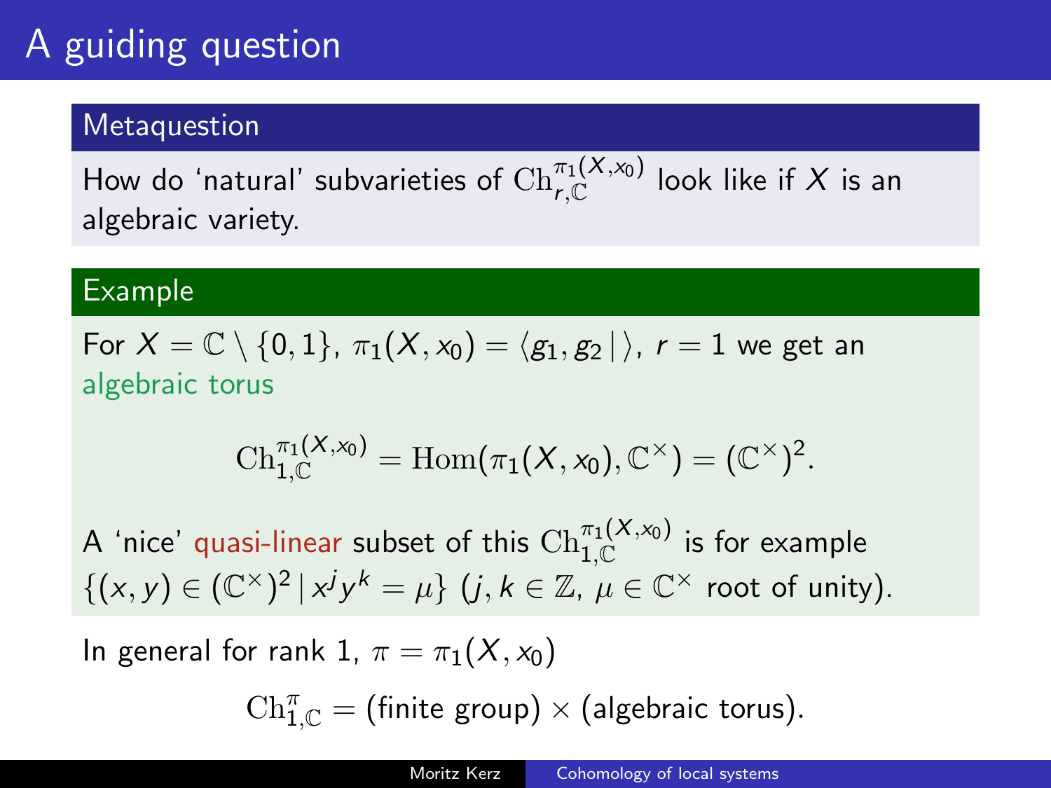# A guiding question

### Metaquestion

How do 'natural' subvarieties of $\mathrm{Ch}^{\pi_1(X,x_0)}_{r,\mathbb{C}}$ look like if $X$ is an algebraic variety.

### Example

For $X = \mathbb{C} \setminus \{0,1\}$, $\pi_1(X,x_0) = \langle g_1, g_2 \,|\, \rangle$, $r = 1$ we get an algebraic torus

$$\mathrm{Ch}^{\pi_1(X,x_0)}_{1,\mathbb{C}} = \mathrm{Hom}(\pi_1(X,x_0), \mathbb{C}^\times) = (\mathbb{C}^\times)^2.$$

A 'nice' quasi-linear subset of this $\mathrm{Ch}^{\pi_1(X,x_0)}_{1,\mathbb{C}}$ is for example $\{(x,y) \in (\mathbb{C}^\times)^2 \,|\, x^j y^k = \mu\}$ ($j,k \in \mathbb{Z}$, $\mu \in \mathbb{C}^\times$ root of unity).

In general for rank 1, $\pi = \pi_1(X,x_0)$

$$\mathrm{Ch}^{\pi}_{1,\mathbb{C}} = (\text{finite group}) \times (\text{algebraic torus}).$$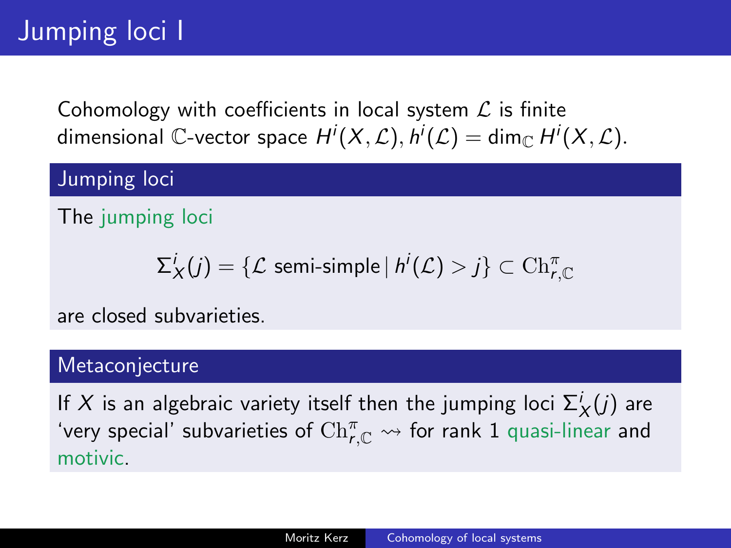# Jumping loci I

Cohomology with coefficients in local system $\mathcal{L}$ is finite dimensional $\mathbb{C}$-vector space $H^i(X, \mathcal{L})$, $h^i(\mathcal{L}) = \dim_{\mathbb{C}} H^i(X, \mathcal{L})$.

## Jumping loci

The jumping loci

$$\Sigma^i_X(j) = \{\mathcal{L} \text{ semi-simple} \,|\, h^i(\mathcal{L}) > j\} \subset \mathrm{Ch}^{\pi}_{r,\mathbb{C}}$$

are closed subvarieties.

## Metaconjecture

If $X$ is an algebraic variety itself then the jumping loci $\Sigma^i_X(j)$ are 'very special' subvarieties of $\mathrm{Ch}^{\pi}_{r,\mathbb{C}}$ $\rightsquigarrow$ for rank 1 quasi-linear and motivic.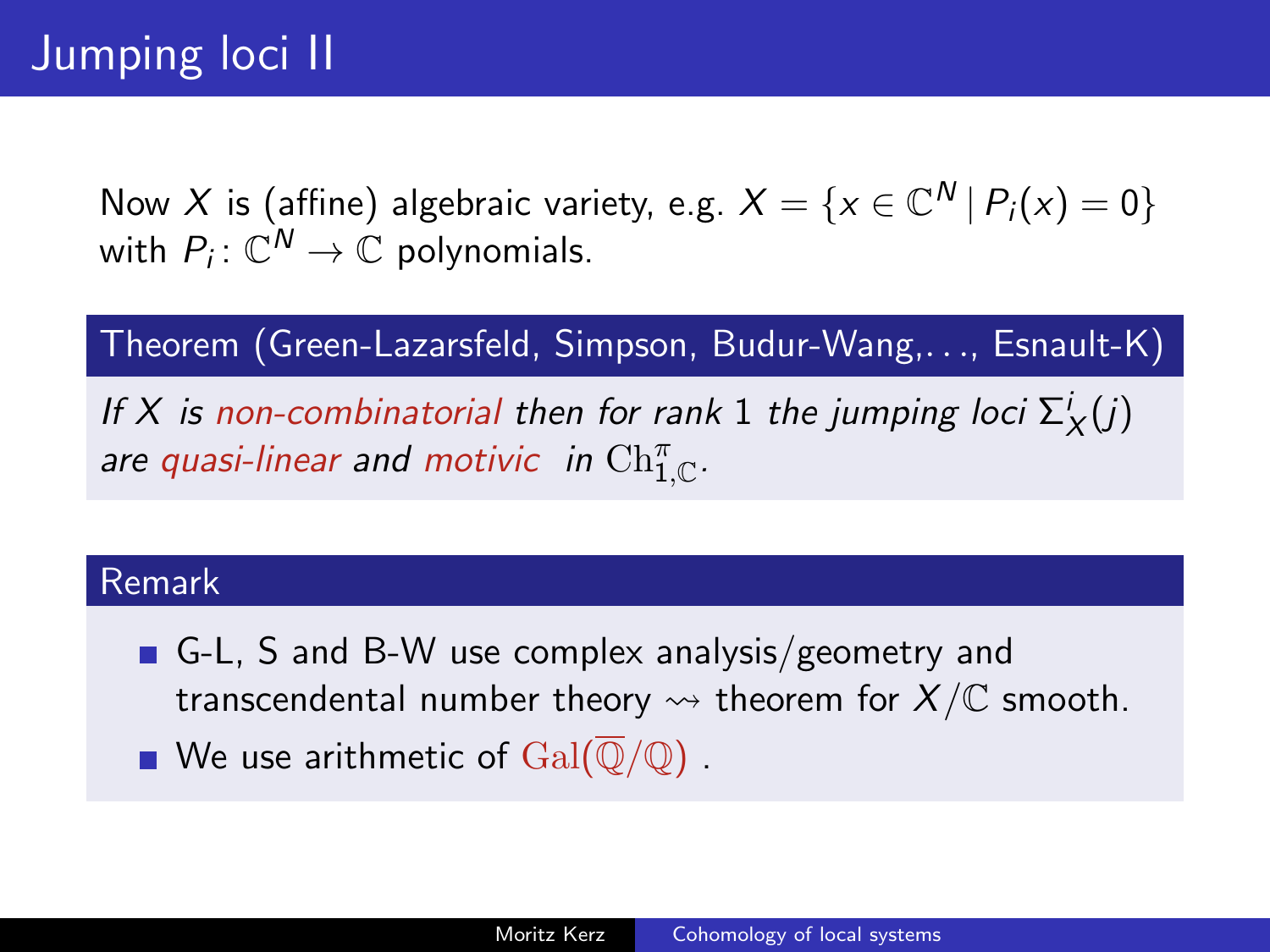# Jumping loci II

Now $X$ is (affine) algebraic variety, e.g. $X = \{x \in \mathbb{C}^N \mid P_i(x) = 0\}$ with $P_i \colon \mathbb{C}^N \to \mathbb{C}$ polynomials.

**Theorem (Green-Lazarsfeld, Simpson, Budur-Wang,. . ., Esnault-K)**

*If $X$ is non-combinatorial then for rank 1 the jumping loci $\Sigma^i_X(j)$ are quasi-linear and motivic in $\mathrm{Ch}^{\pi}_{1,\mathbb{C}}$.*

**Remark**

- G-L, S and B-W use complex analysis/geometry and transcendental number theory $\rightsquigarrow$ theorem for $X/\mathbb{C}$ smooth.
- We use arithmetic of $\mathrm{Gal}(\overline{\mathbb{Q}}/\mathbb{Q})$ .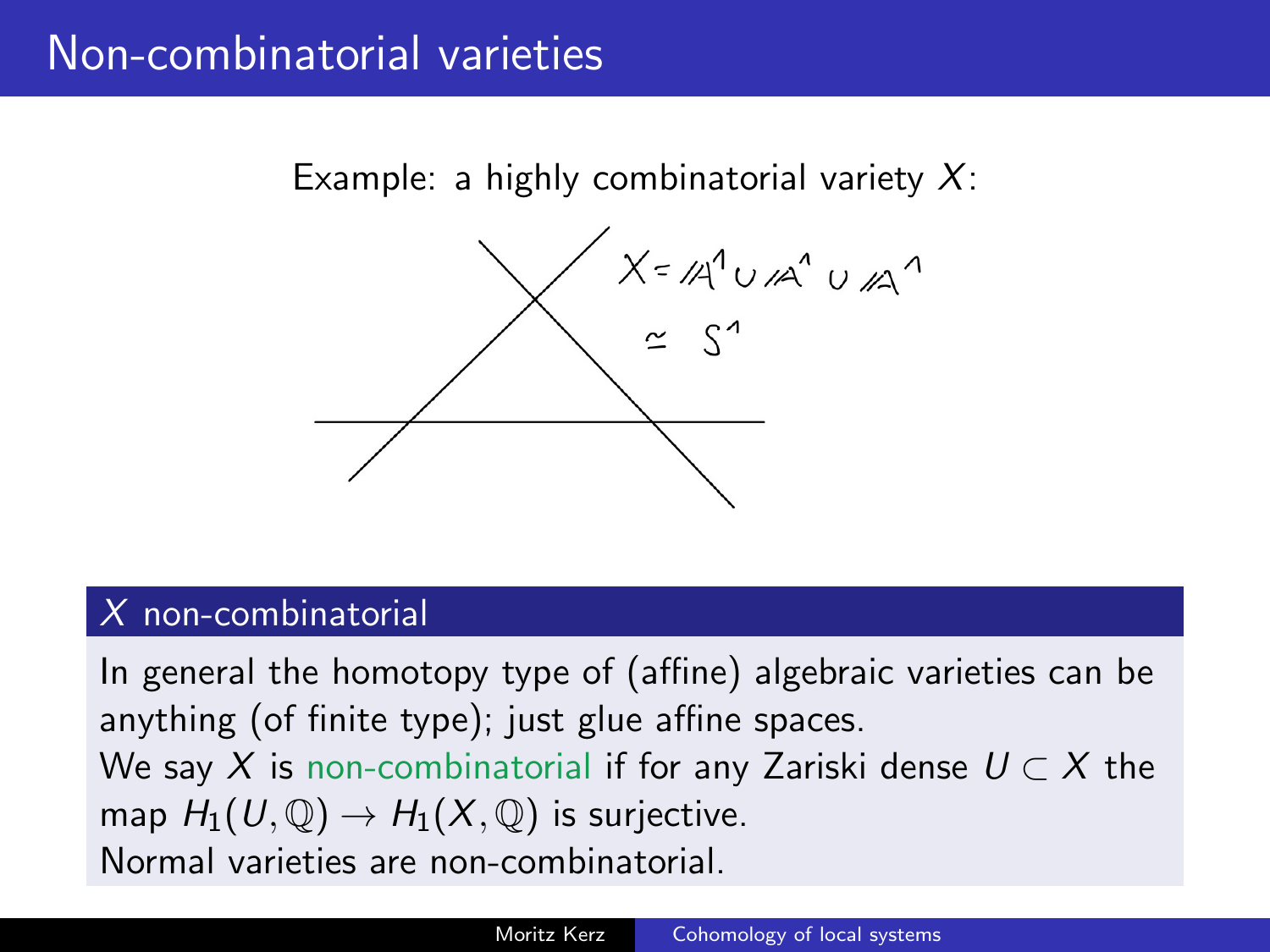# Non-combinatorial varieties

Example: a highly combinatorial variety $X$:

$X = \mathbb{A}^1 \cup \mathbb{A}^1 \cup \mathbb{A}^1$

$\simeq S^1$

### $X$ non-combinatorial

In general the homotopy type of (affine) algebraic varieties can be anything (of finite type); just glue affine spaces.

We say $X$ is non-combinatorial if for any Zariski dense $U \subset X$ the map $H_1(U, \mathbb{Q}) \to H_1(X, \mathbb{Q})$ is surjective.

Normal varieties are non-combinatorial.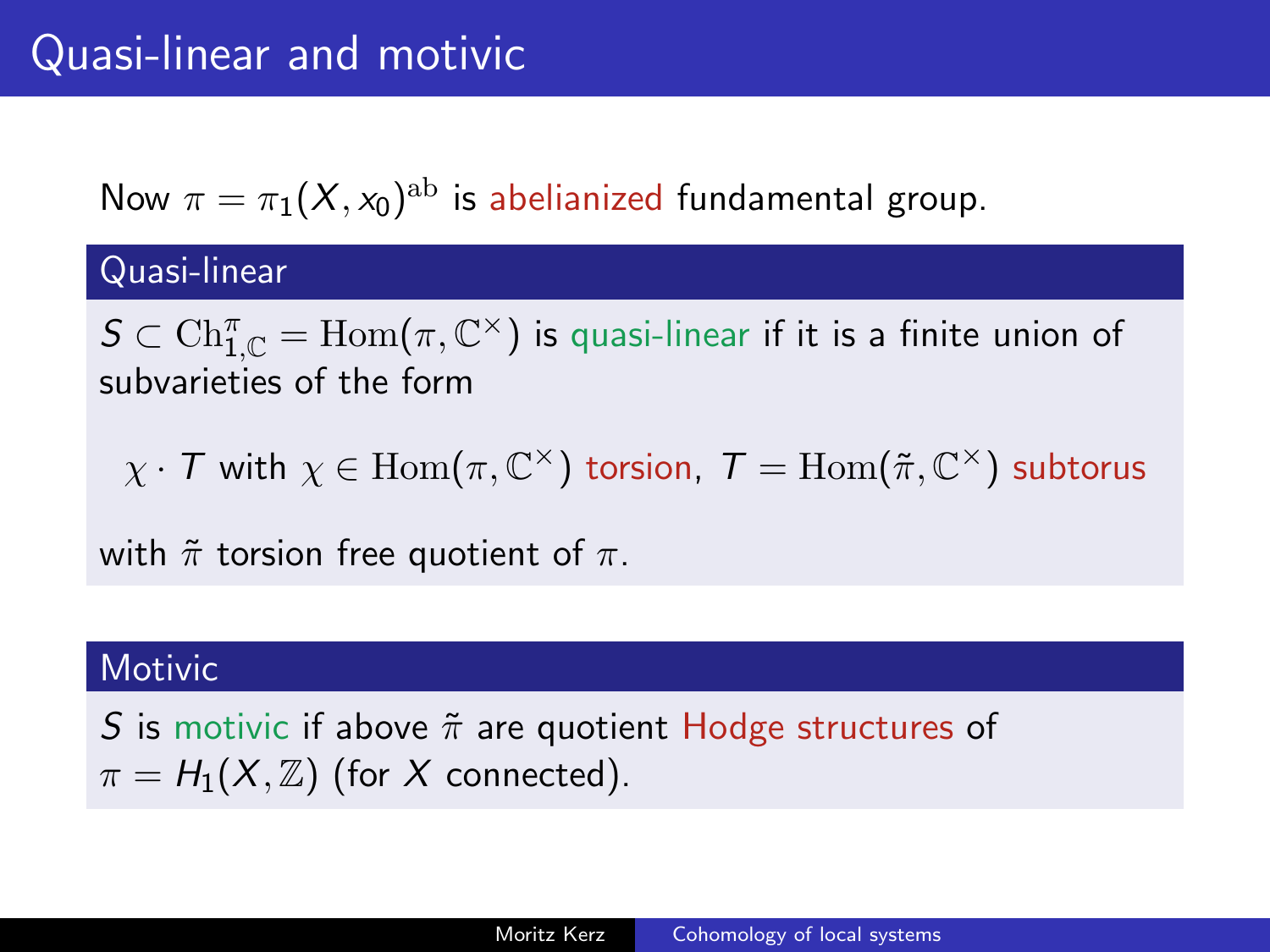# Quasi-linear and motivic

Now $\pi = \pi_1(X, x_0)^{\mathrm{ab}}$ is abelianized fundamental group.

### Quasi-linear

$S \subset \mathrm{Ch}^{\pi}_{1,\mathbb{C}} = \mathrm{Hom}(\pi, \mathbb{C}^\times)$ is quasi-linear if it is a finite union of subvarieties of the form

$$\chi \cdot T \text{ with } \chi \in \mathrm{Hom}(\pi, \mathbb{C}^\times) \text{ torsion}, \ T = \mathrm{Hom}(\tilde{\pi}, \mathbb{C}^\times) \text{ subtorus}$$

with $\tilde{\pi}$ torsion free quotient of $\pi$.

### Motivic

$S$ is motivic if above $\tilde{\pi}$ are quotient Hodge structures of $\pi = H_1(X, \mathbb{Z})$ (for $X$ connected).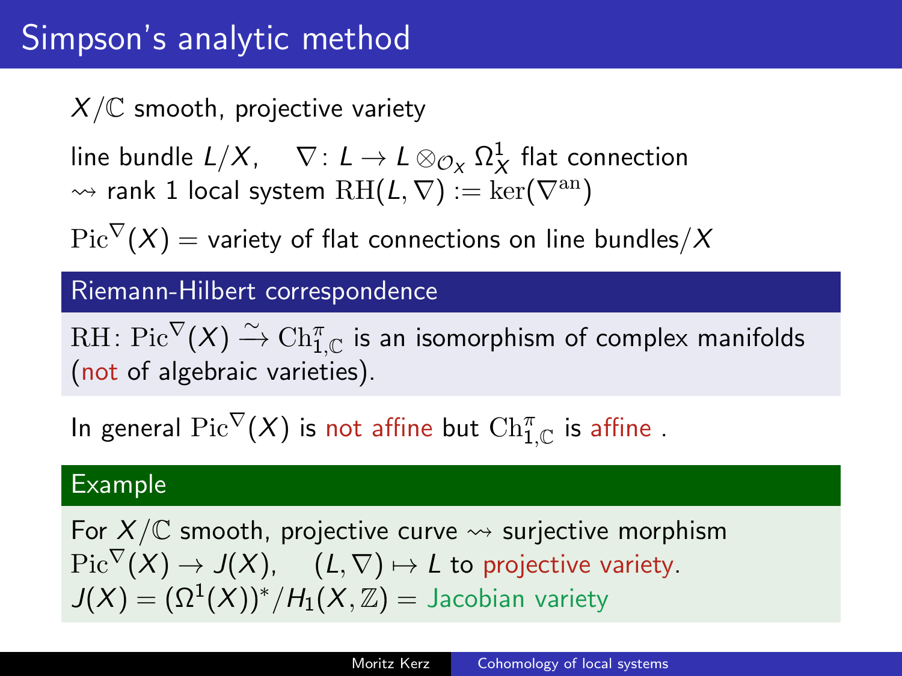# Simpson's analytic method

$X/\mathbb{C}$ smooth, projective variety

line bundle $L/X$, $\quad \nabla\colon L \to L \otimes_{\mathcal{O}_X} \Omega^1_X$ flat connection
$\rightsquigarrow$ rank 1 local system $\mathrm{RH}(L,\nabla) := \ker(\nabla^{\mathrm{an}})$

$\mathrm{Pic}^\nabla(X) =$ variety of flat connections on line bundles$/X$

### Riemann-Hilbert correspondence

$\mathrm{RH}\colon \mathrm{Pic}^\nabla(X) \xrightarrow{\sim} \mathrm{Ch}^\pi_{1,\mathbb{C}}$ is an isomorphism of complex manifolds (not of algebraic varieties).

In general $\mathrm{Pic}^\nabla(X)$ is not affine but $\mathrm{Ch}^\pi_{1,\mathbb{C}}$ is affine .

### Example

For $X/\mathbb{C}$ smooth, projective curve $\rightsquigarrow$ surjective morphism
$\mathrm{Pic}^\nabla(X) \to J(X)$, $\quad (L,\nabla) \mapsto L$ to projective variety.
$J(X) = (\Omega^1(X))^*/H_1(X,\mathbb{Z}) =$ Jacobian variety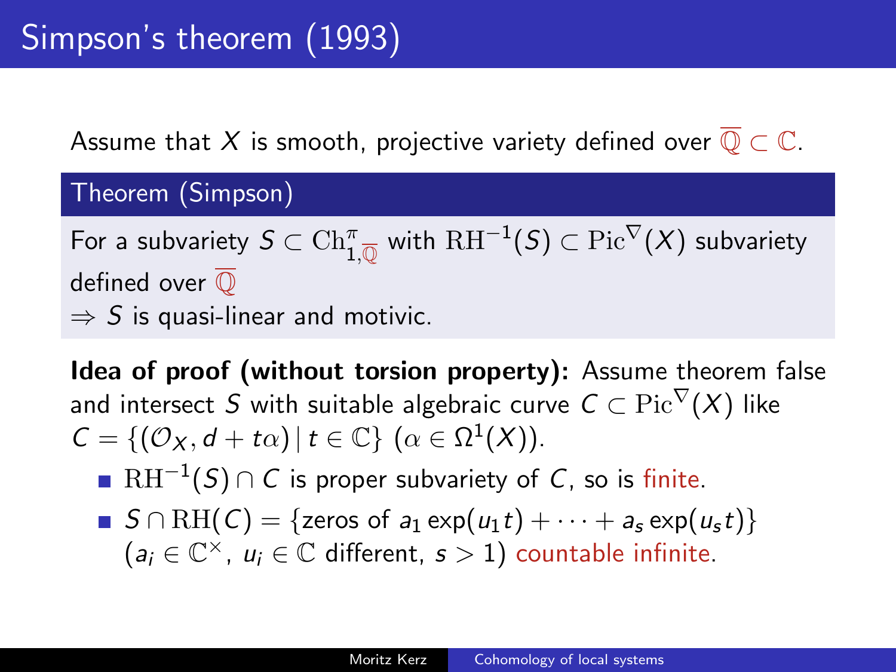# Simpson's theorem (1993)

Assume that $X$ is smooth, projective variety defined over $\overline{\mathbb{Q}} \subset \mathbb{C}$.

**Theorem (Simpson)**

For a subvariety $S \subset \mathrm{Ch}^{\pi}_{1,\overline{\mathbb{Q}}}$ with $\mathrm{RH}^{-1}(S) \subset \mathrm{Pic}^{\nabla}(X)$ subvariety defined over $\overline{\mathbb{Q}}$

$\Rightarrow S$ is quasi-linear and motivic.

**Idea of proof (without torsion property):** Assume theorem false and intersect $S$ with suitable algebraic curve $C \subset \mathrm{Pic}^{\nabla}(X)$ like $C = \{(\mathcal{O}_X, d + t\alpha) \,|\, t \in \mathbb{C}\}$ $(\alpha \in \Omega^1(X))$.

- $\mathrm{RH}^{-1}(S) \cap C$ is proper subvariety of $C$, so is finite.
- $S \cap \mathrm{RH}(C) = \{\text{zeros of } a_1 \exp(u_1 t) + \cdots + a_s \exp(u_s t)\}$ $(a_i \in \mathbb{C}^{\times},\ u_i \in \mathbb{C}$ different, $s > 1)$ countable infinite.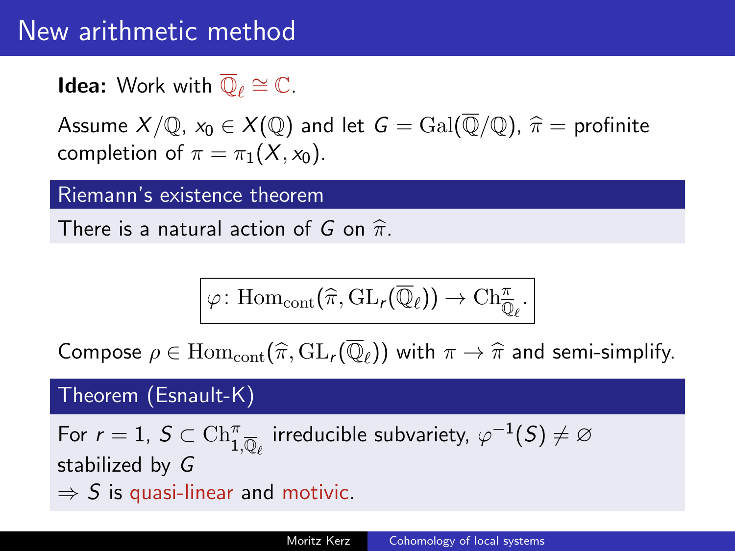# New arithmetic method

**Idea:** Work with $\overline{\mathbb{Q}}_\ell \cong \mathbb{C}$.

Assume $X/\mathbb{Q}$, $x_0 \in X(\mathbb{Q})$ and let $G = \mathrm{Gal}(\overline{\mathbb{Q}}/\mathbb{Q})$, $\widehat{\pi}$ = profinite completion of $\pi = \pi_1(X, x_0)$.

**Riemann's existence theorem**

There is a natural action of $G$ on $\widehat{\pi}$.

$$\boxed{\varphi\colon \mathrm{Hom}_{\mathrm{cont}}(\widehat{\pi}, \mathrm{GL}_r(\overline{\mathbb{Q}}_\ell)) \to \mathrm{Ch}^{\pi}_{\overline{\mathbb{Q}}_\ell}.}$$

Compose $\rho \in \mathrm{Hom}_{\mathrm{cont}}(\widehat{\pi}, \mathrm{GL}_r(\overline{\mathbb{Q}}_\ell))$ with $\pi \to \widehat{\pi}$ and semi-simplify.

**Theorem (Esnault-K)**

For $r = 1$, $S \subset \mathrm{Ch}^{\pi}_{1,\overline{\mathbb{Q}}_\ell}$ irreducible subvariety, $\varphi^{-1}(S) \neq \varnothing$ stabilized by $G$

$\Rightarrow$ $S$ is quasi-linear and motivic.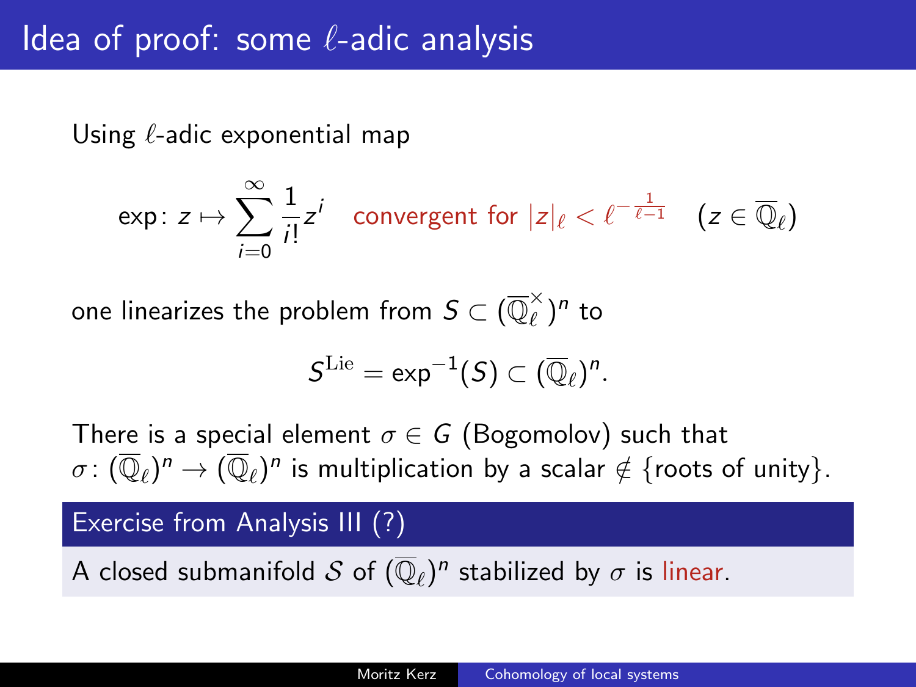# Idea of proof: some $\ell$-adic analysis

Using $\ell$-adic exponential map

$$\exp\colon z \mapsto \sum_{i=0}^{\infty} \frac{1}{i!} z^i \quad \text{convergent for } |z|_\ell < \ell^{-\frac{1}{\ell-1}} \quad (z \in \overline{\mathbb{Q}}_\ell)$$

one linearizes the problem from $S \subset (\overline{\mathbb{Q}}_\ell^\times)^n$ to

$$S^{\mathrm{Lie}} = \exp^{-1}(S) \subset (\overline{\mathbb{Q}}_\ell)^n.$$

There is a special element $\sigma \in G$ (Bogomolov) such that $\sigma\colon (\overline{\mathbb{Q}}_\ell)^n \to (\overline{\mathbb{Q}}_\ell)^n$ is multiplication by a scalar $\notin$ {roots of unity}.

### Exercise from Analysis III (?)

A closed submanifold $\mathcal{S}$ of $(\overline{\mathbb{Q}}_\ell)^n$ stabilized by $\sigma$ is linear.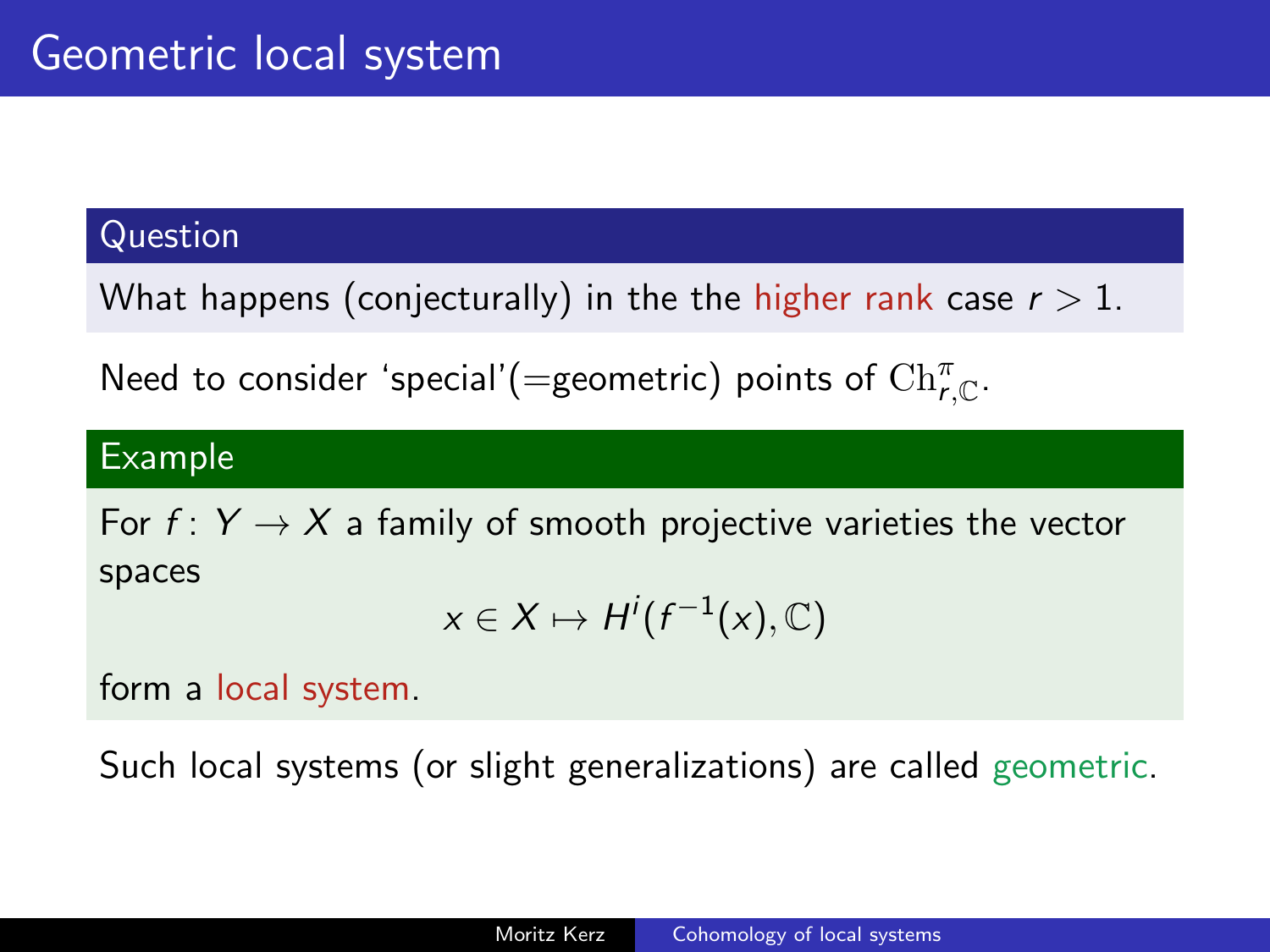# Geometric local system

**Question**

What happens (conjecturally) in the the higher rank case $r > 1$.

Need to consider 'special'(=geometric) points of $\mathrm{Ch}^{\pi}_{r,\mathbb{C}}$.

**Example**

For $f \colon Y \to X$ a family of smooth projective varieties the vector spaces

$$x \in X \mapsto H^i(f^{-1}(x), \mathbb{C})$$

form a local system.

Such local systems (or slight generalizations) are called geometric.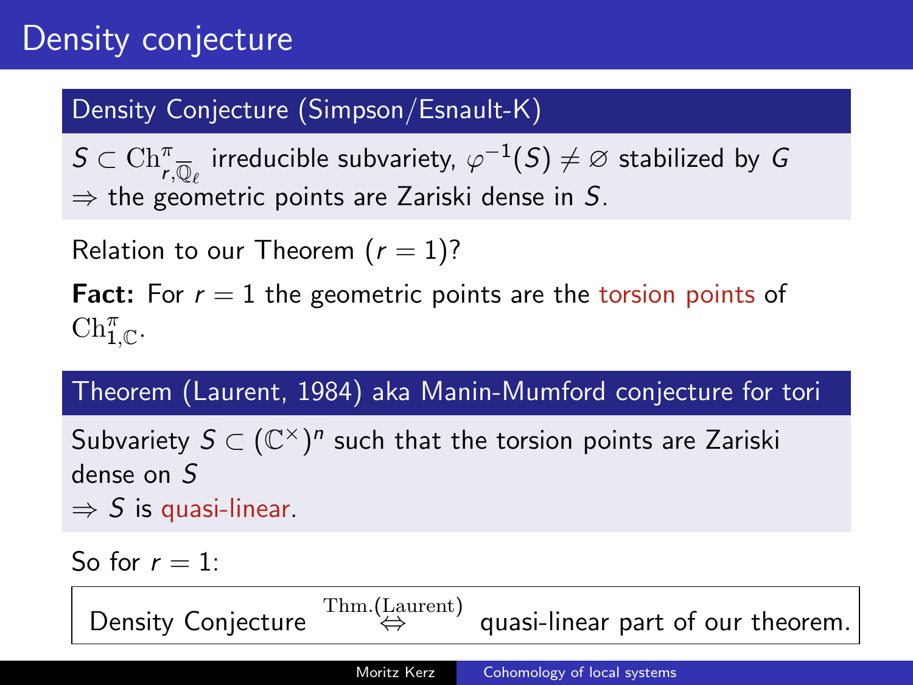# Density conjecture

**Density Conjecture (Simpson/Esnault-K)**

$S \subset \mathrm{Ch}^{\pi}_{r,\overline{\mathbb{Q}}_\ell}$ irreducible subvariety, $\varphi^{-1}(S) \neq \varnothing$ stabilized by $G$
$\Rightarrow$ the geometric points are Zariski dense in $S$.

Relation to our Theorem ($r = 1$)?

**Fact:** For $r = 1$ the geometric points are the torsion points of $\mathrm{Ch}^{\pi}_{1,\mathbb{C}}$.

**Theorem (Laurent, 1984) aka Manin-Mumford conjecture for tori**

Subvariety $S \subset (\mathbb{C}^{\times})^n$ such that the torsion points are Zariski dense on $S$
$\Rightarrow$ $S$ is quasi-linear.

So for $r = 1$:

Density Conjecture $\overset{\text{Thm.(Laurent)}}{\Leftrightarrow}$ quasi-linear part of our theorem.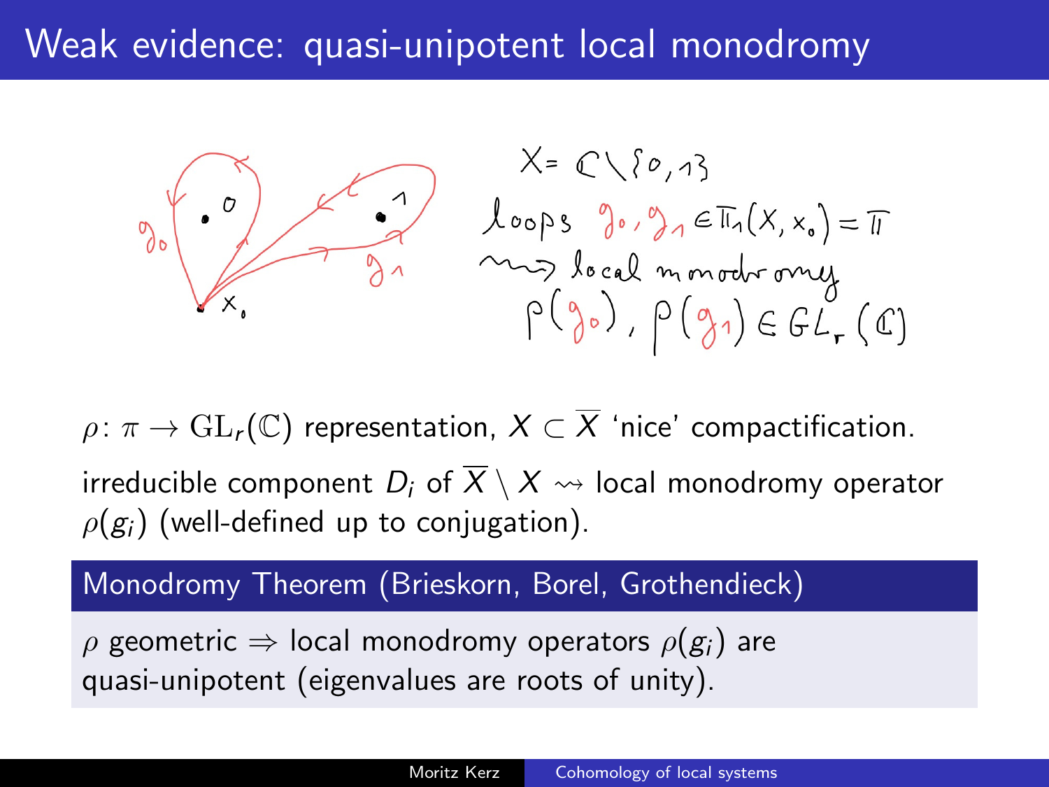# Weak evidence: quasi-unipotent local monodromy

$X = \mathbb{C} \setminus \{0, 1\}$

loops $g_0, g_1 \in \pi_1(X, x_0) = \pi$

$\rightsquigarrow$ local monodromy

$\rho(g_0), \rho(g_1) \in GL_r(\mathbb{C})$

$\rho \colon \pi \to \mathrm{GL}_r(\mathbb{C})$ representation, $X \subset \overline{X}$ 'nice' compactification.

irreducible component $D_i$ of $\overline{X} \setminus X \rightsquigarrow$ local monodromy operator $\rho(g_i)$ (well-defined up to conjugation).

**Monodromy Theorem (Brieskorn, Borel, Grothendieck)**

$\rho$ geometric $\Rightarrow$ local monodromy operators $\rho(g_i)$ are quasi-unipotent (eigenvalues are roots of unity).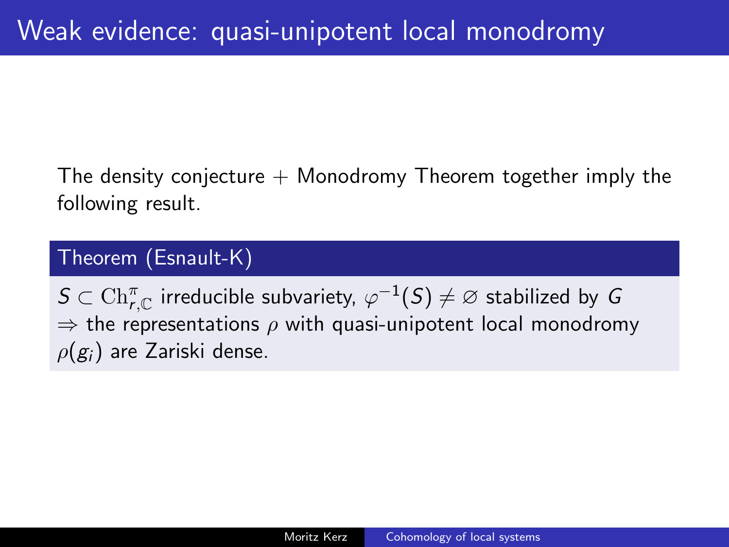# Weak evidence: quasi-unipotent local monodromy

The density conjecture + Monodromy Theorem together imply the following result.

**Theorem (Esnault-K)**

$S \subset \mathrm{Ch}^{\pi}_{r,\mathbb{C}}$ irreducible subvariety, $\varphi^{-1}(S) \neq \varnothing$ stabilized by $G$
$\Rightarrow$ the representations $\rho$ with quasi-unipotent local monodromy $\rho(g_i)$ are Zariski dense.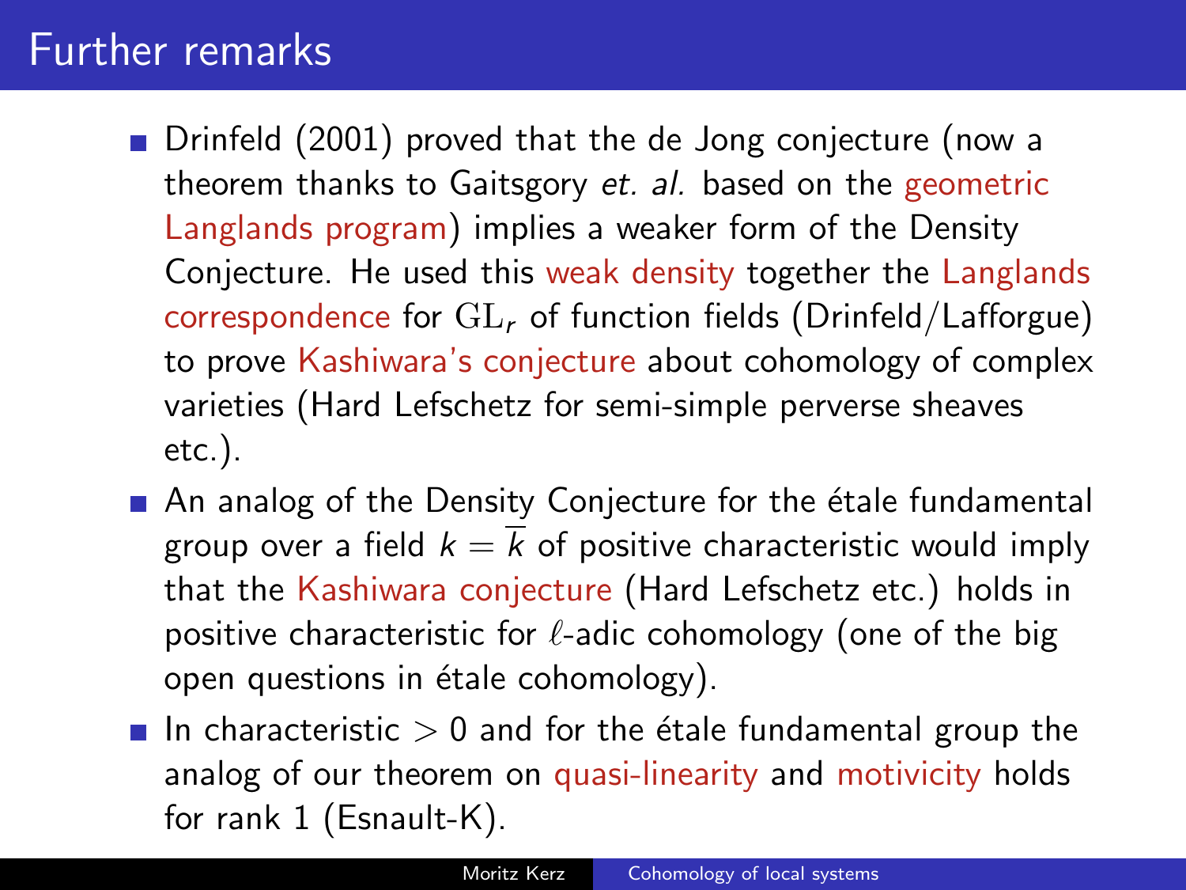# Further remarks

- Drinfeld (2001) proved that the de Jong conjecture (now a theorem thanks to Gaitsgory *et. al.* based on the geometric Langlands program) implies a weaker form of the Density Conjecture. He used this weak density together the Langlands correspondence for $\mathrm{GL}_r$ of function fields (Drinfeld/Lafforgue) to prove Kashiwara's conjecture about cohomology of complex varieties (Hard Lefschetz for semi-simple perverse sheaves etc.).
- An analog of the Density Conjecture for the étale fundamental group over a field $k = \overline{k}$ of positive characteristic would imply that the Kashiwara conjecture (Hard Lefschetz etc.) holds in positive characteristic for $\ell$-adic cohomology (one of the big open questions in étale cohomology).
- In characteristic $> 0$ and for the étale fundamental group the analog of our theorem on quasi-linearity and motivicity holds for rank 1 (Esnault-K).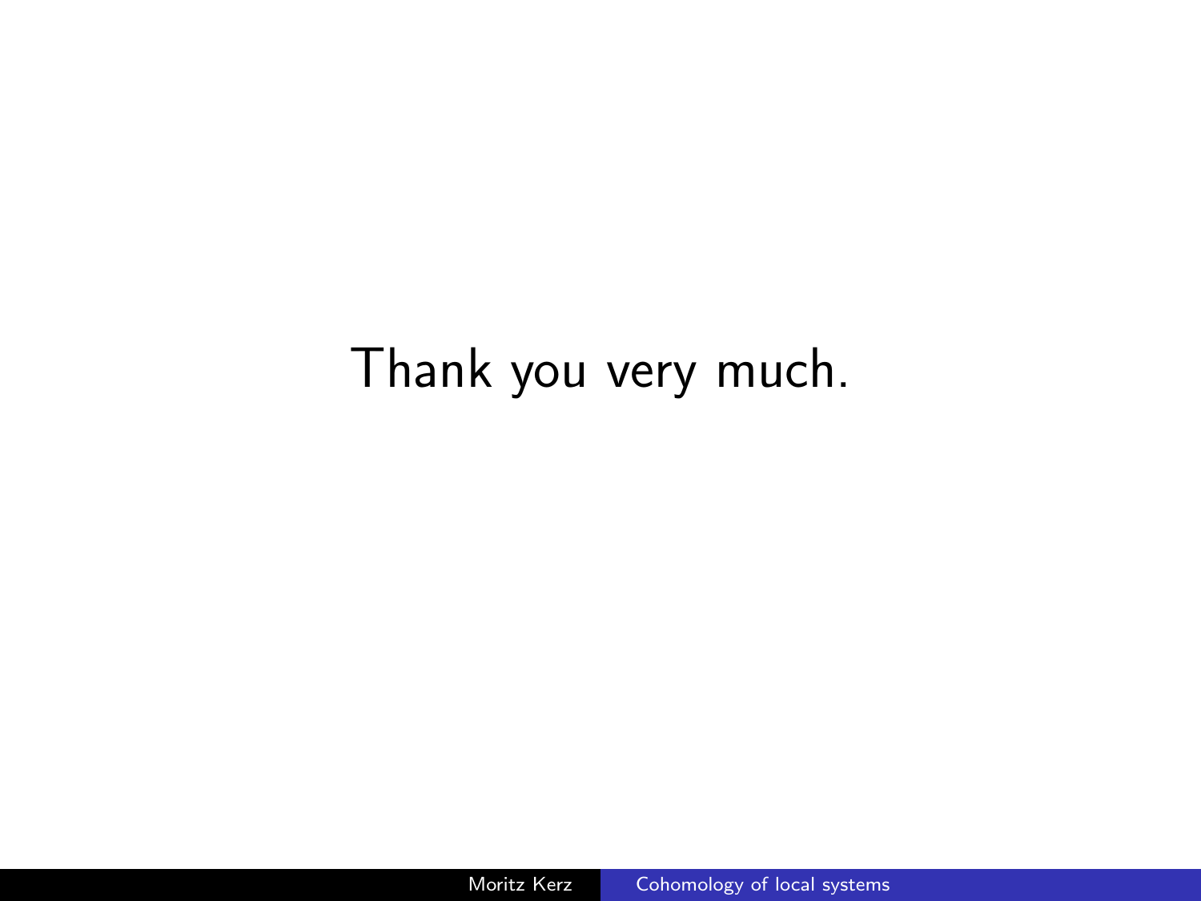Thank you very much.